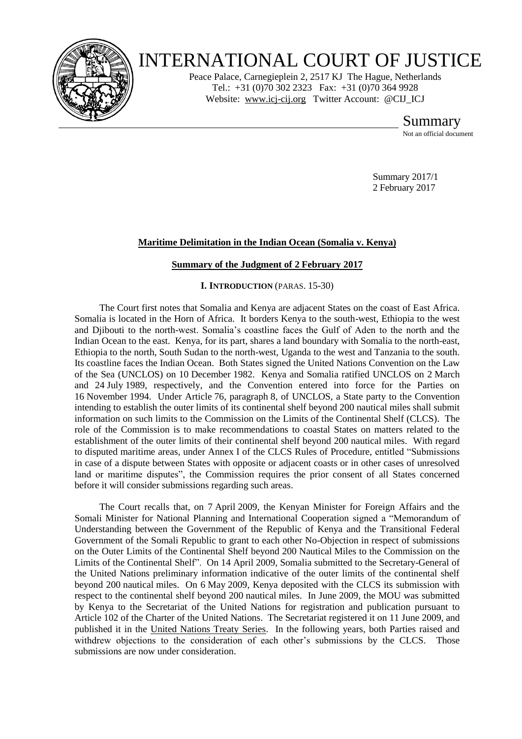# INTERNATIONAL COURT OF JUSTICE

Peace Palace, Carnegieplein 2, 2517 KJ The Hague, Netherlands
Tel.: +31 (0)70 302 2323 Fax: +31 (0)70 364 9928
Website: www.icj-cij.org Twitter Account: @CIJ_ICJ

Summary
Not an official document

Summary 2017/1
2 February 2017

**Maritime Delimitation in the Indian Ocean (Somalia v. Kenya)**

**Summary of the Judgment of 2 February 2017**

## I. INTRODUCTION (PARAS. 15-30)

The Court first notes that Somalia and Kenya are adjacent States on the coast of East Africa. Somalia is located in the Horn of Africa. It borders Kenya to the south-west, Ethiopia to the west and Djibouti to the north-west. Somalia's coastline faces the Gulf of Aden to the north and the Indian Ocean to the east. Kenya, for its part, shares a land boundary with Somalia to the north-east, Ethiopia to the north, South Sudan to the north-west, Uganda to the west and Tanzania to the south. Its coastline faces the Indian Ocean. Both States signed the United Nations Convention on the Law of the Sea (UNCLOS) on 10 December 1982. Kenya and Somalia ratified UNCLOS on 2 March and 24 July 1989, respectively, and the Convention entered into force for the Parties on 16 November 1994. Under Article 76, paragraph 8, of UNCLOS, a State party to the Convention intending to establish the outer limits of its continental shelf beyond 200 nautical miles shall submit information on such limits to the Commission on the Limits of the Continental Shelf (CLCS). The role of the Commission is to make recommendations to coastal States on matters related to the establishment of the outer limits of their continental shelf beyond 200 nautical miles. With regard to disputed maritime areas, under Annex I of the CLCS Rules of Procedure, entitled "Submissions in case of a dispute between States with opposite or adjacent coasts or in other cases of unresolved land or maritime disputes", the Commission requires the prior consent of all States concerned before it will consider submissions regarding such areas.

The Court recalls that, on 7 April 2009, the Kenyan Minister for Foreign Affairs and the Somali Minister for National Planning and International Cooperation signed a "Memorandum of Understanding between the Government of the Republic of Kenya and the Transitional Federal Government of the Somali Republic to grant to each other No-Objection in respect of submissions on the Outer Limits of the Continental Shelf beyond 200 Nautical Miles to the Commission on the Limits of the Continental Shelf". On 14 April 2009, Somalia submitted to the Secretary-General of the United Nations preliminary information indicative of the outer limits of the continental shelf beyond 200 nautical miles. On 6 May 2009, Kenya deposited with the CLCS its submission with respect to the continental shelf beyond 200 nautical miles. In June 2009, the MOU was submitted by Kenya to the Secretariat of the United Nations for registration and publication pursuant to Article 102 of the Charter of the United Nations. The Secretariat registered it on 11 June 2009, and published it in the United Nations Treaty Series. In the following years, both Parties raised and withdrew objections to the consideration of each other's submissions by the CLCS. Those submissions are now under consideration.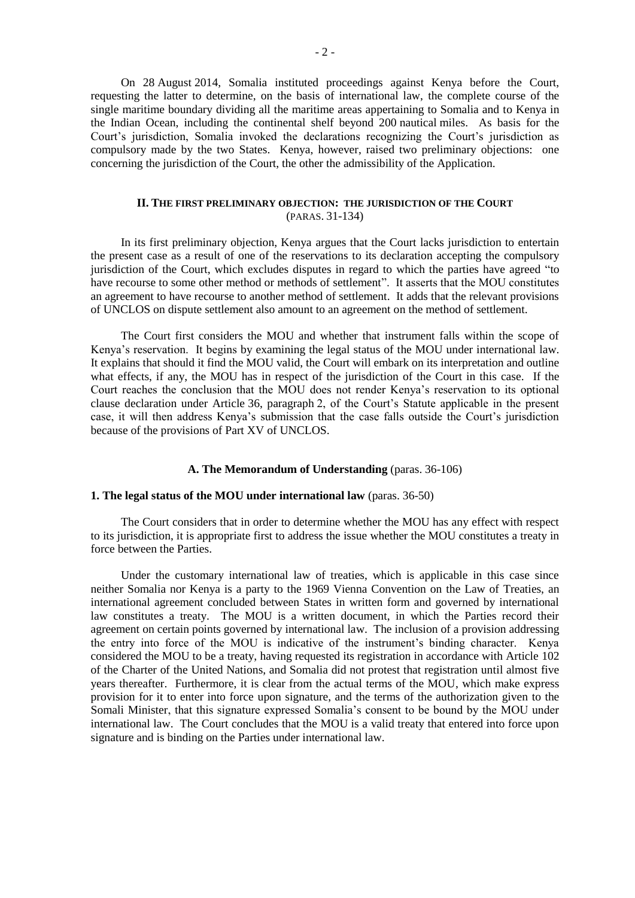On 28 August 2014, Somalia instituted proceedings against Kenya before the Court, requesting the latter to determine, on the basis of international law, the complete course of the single maritime boundary dividing all the maritime areas appertaining to Somalia and to Kenya in the Indian Ocean, including the continental shelf beyond 200 nautical miles. As basis for the Court's jurisdiction, Somalia invoked the declarations recognizing the Court's jurisdiction as compulsory made by the two States. Kenya, however, raised two preliminary objections: one concerning the jurisdiction of the Court, the other the admissibility of the Application.

## II. THE FIRST PRELIMINARY OBJECTION: THE JURISDICTION OF THE COURT (PARAS. 31-134)

In its first preliminary objection, Kenya argues that the Court lacks jurisdiction to entertain the present case as a result of one of the reservations to its declaration accepting the compulsory jurisdiction of the Court, which excludes disputes in regard to which the parties have agreed "to have recourse to some other method or methods of settlement". It asserts that the MOU constitutes an agreement to have recourse to another method of settlement. It adds that the relevant provisions of UNCLOS on dispute settlement also amount to an agreement on the method of settlement.

The Court first considers the MOU and whether that instrument falls within the scope of Kenya's reservation. It begins by examining the legal status of the MOU under international law. It explains that should it find the MOU valid, the Court will embark on its interpretation and outline what effects, if any, the MOU has in respect of the jurisdiction of the Court in this case. If the Court reaches the conclusion that the MOU does not render Kenya's reservation to its optional clause declaration under Article 36, paragraph 2, of the Court's Statute applicable in the present case, it will then address Kenya's submission that the case falls outside the Court's jurisdiction because of the provisions of Part XV of UNCLOS.

### A. The Memorandum of Understanding (paras. 36-106)

#### 1. The legal status of the MOU under international law (paras. 36-50)

The Court considers that in order to determine whether the MOU has any effect with respect to its jurisdiction, it is appropriate first to address the issue whether the MOU constitutes a treaty in force between the Parties.

Under the customary international law of treaties, which is applicable in this case since neither Somalia nor Kenya is a party to the 1969 Vienna Convention on the Law of Treaties, an international agreement concluded between States in written form and governed by international law constitutes a treaty. The MOU is a written document, in which the Parties record their agreement on certain points governed by international law. The inclusion of a provision addressing the entry into force of the MOU is indicative of the instrument's binding character. Kenya considered the MOU to be a treaty, having requested its registration in accordance with Article 102 of the Charter of the United Nations, and Somalia did not protest that registration until almost five years thereafter. Furthermore, it is clear from the actual terms of the MOU, which make express provision for it to enter into force upon signature, and the terms of the authorization given to the Somali Minister, that this signature expressed Somalia's consent to be bound by the MOU under international law. The Court concludes that the MOU is a valid treaty that entered into force upon signature and is binding on the Parties under international law.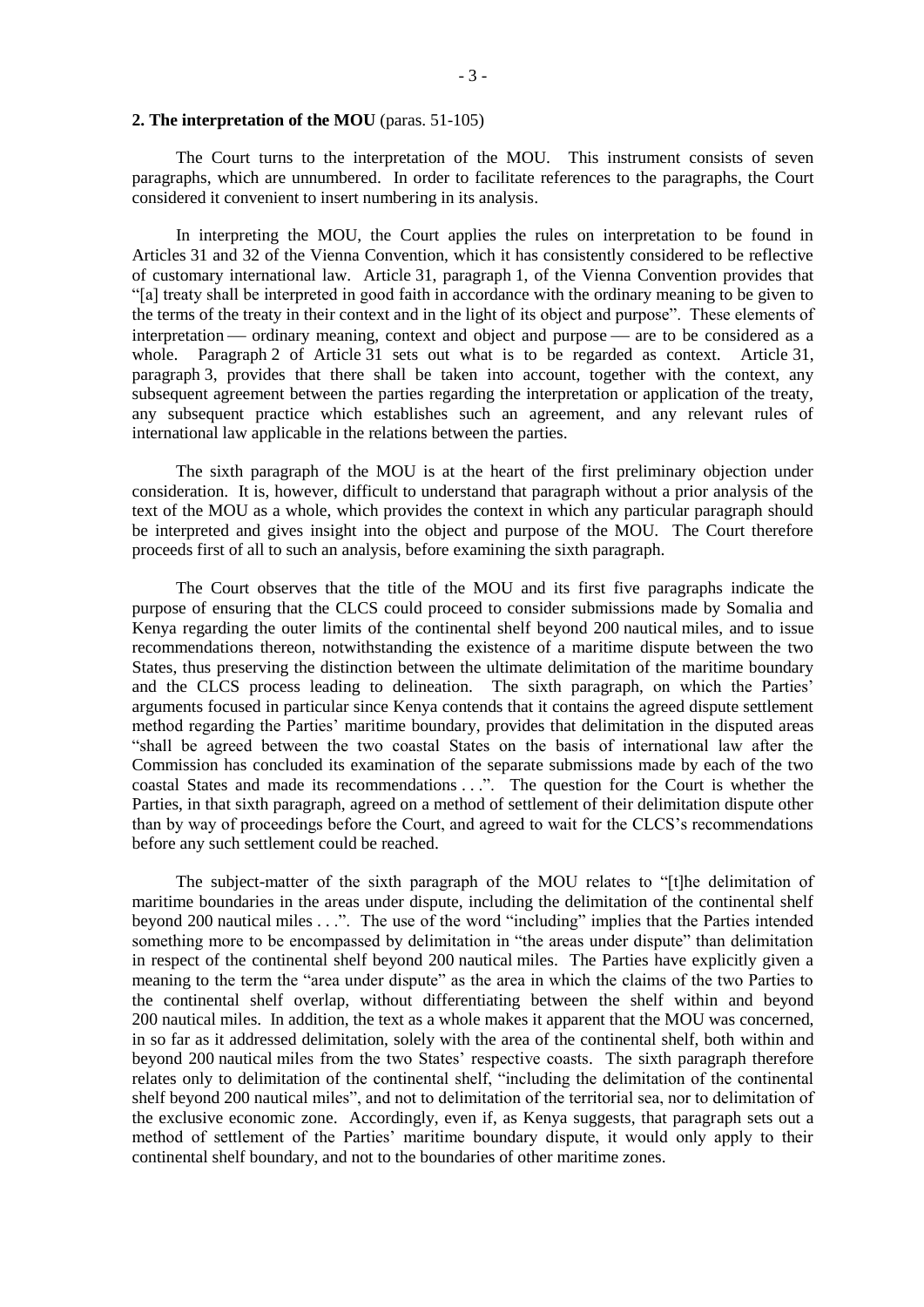**2. The interpretation of the MOU** (paras. 51-105)

The Court turns to the interpretation of the MOU. This instrument consists of seven paragraphs, which are unnumbered. In order to facilitate references to the paragraphs, the Court considered it convenient to insert numbering in its analysis.

In interpreting the MOU, the Court applies the rules on interpretation to be found in Articles 31 and 32 of the Vienna Convention, which it has consistently considered to be reflective of customary international law. Article 31, paragraph 1, of the Vienna Convention provides that "[a] treaty shall be interpreted in good faith in accordance with the ordinary meaning to be given to the terms of the treaty in their context and in the light of its object and purpose". These elements of interpretation — ordinary meaning, context and object and purpose — are to be considered as a whole. Paragraph 2 of Article 31 sets out what is to be regarded as context. Article 31, paragraph 3, provides that there shall be taken into account, together with the context, any subsequent agreement between the parties regarding the interpretation or application of the treaty, any subsequent practice which establishes such an agreement, and any relevant rules of international law applicable in the relations between the parties.

The sixth paragraph of the MOU is at the heart of the first preliminary objection under consideration. It is, however, difficult to understand that paragraph without a prior analysis of the text of the MOU as a whole, which provides the context in which any particular paragraph should be interpreted and gives insight into the object and purpose of the MOU. The Court therefore proceeds first of all to such an analysis, before examining the sixth paragraph.

The Court observes that the title of the MOU and its first five paragraphs indicate the purpose of ensuring that the CLCS could proceed to consider submissions made by Somalia and Kenya regarding the outer limits of the continental shelf beyond 200 nautical miles, and to issue recommendations thereon, notwithstanding the existence of a maritime dispute between the two States, thus preserving the distinction between the ultimate delimitation of the maritime boundary and the CLCS process leading to delineation. The sixth paragraph, on which the Parties' arguments focused in particular since Kenya contends that it contains the agreed dispute settlement method regarding the Parties' maritime boundary, provides that delimitation in the disputed areas "shall be agreed between the two coastal States on the basis of international law after the Commission has concluded its examination of the separate submissions made by each of the two coastal States and made its recommendations . . .". The question for the Court is whether the Parties, in that sixth paragraph, agreed on a method of settlement of their delimitation dispute other than by way of proceedings before the Court, and agreed to wait for the CLCS's recommendations before any such settlement could be reached.

The subject-matter of the sixth paragraph of the MOU relates to "[t]he delimitation of maritime boundaries in the areas under dispute, including the delimitation of the continental shelf beyond 200 nautical miles . . .". The use of the word "including" implies that the Parties intended something more to be encompassed by delimitation in "the areas under dispute" than delimitation in respect of the continental shelf beyond 200 nautical miles. The Parties have explicitly given a meaning to the term the "area under dispute" as the area in which the claims of the two Parties to the continental shelf overlap, without differentiating between the shelf within and beyond 200 nautical miles. In addition, the text as a whole makes it apparent that the MOU was concerned, in so far as it addressed delimitation, solely with the area of the continental shelf, both within and beyond 200 nautical miles from the two States' respective coasts. The sixth paragraph therefore relates only to delimitation of the continental shelf, "including the delimitation of the continental shelf beyond 200 nautical miles", and not to delimitation of the territorial sea, nor to delimitation of the exclusive economic zone. Accordingly, even if, as Kenya suggests, that paragraph sets out a method of settlement of the Parties' maritime boundary dispute, it would only apply to their continental shelf boundary, and not to the boundaries of other maritime zones.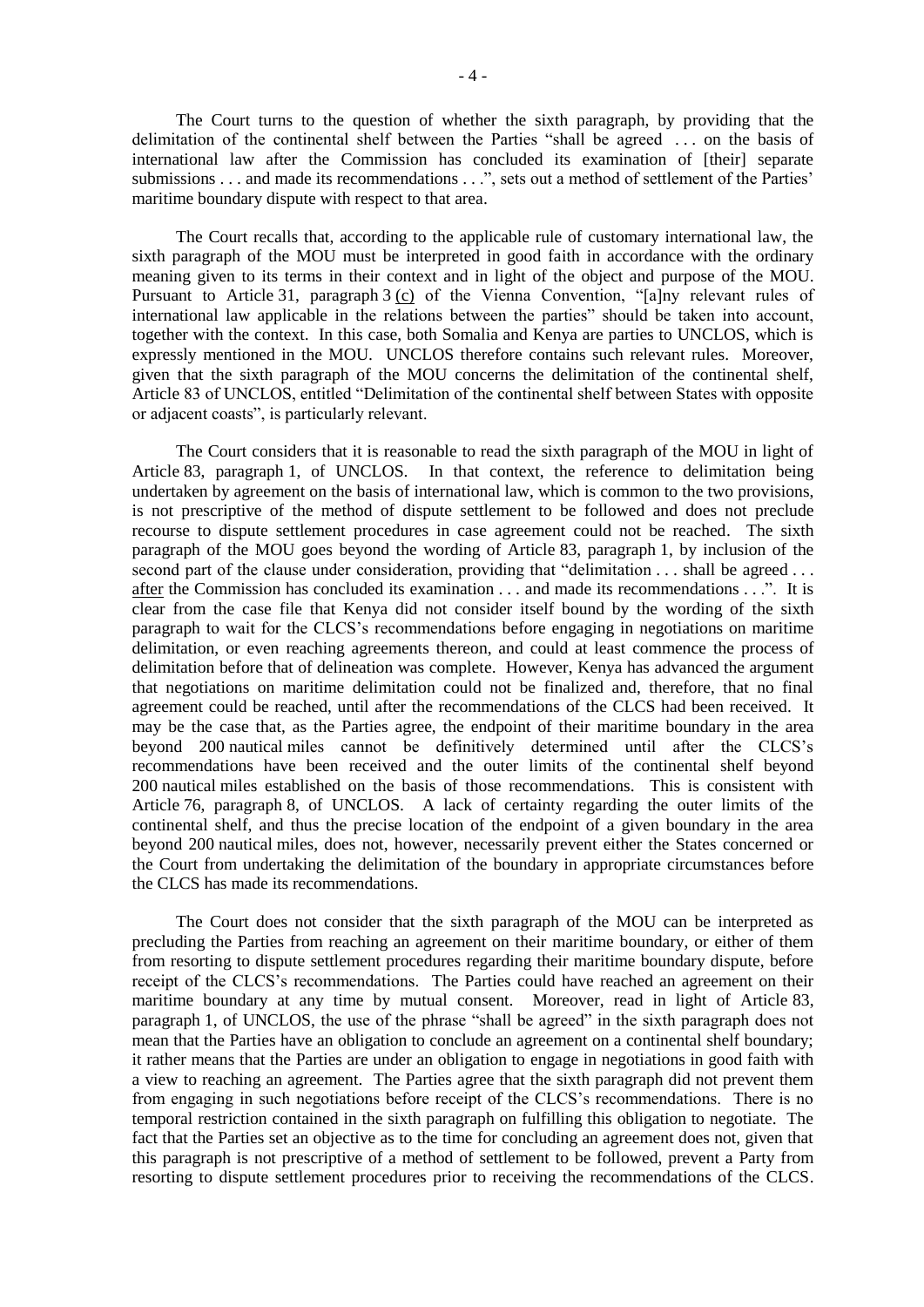The Court turns to the question of whether the sixth paragraph, by providing that the delimitation of the continental shelf between the Parties "shall be agreed . . . on the basis of international law after the Commission has concluded its examination of [their] separate submissions . . . and made its recommendations . . .", sets out a method of settlement of the Parties' maritime boundary dispute with respect to that area.

The Court recalls that, according to the applicable rule of customary international law, the sixth paragraph of the MOU must be interpreted in good faith in accordance with the ordinary meaning given to its terms in their context and in light of the object and purpose of the MOU. Pursuant to Article 31, paragraph 3 (c) of the Vienna Convention, "[a]ny relevant rules of international law applicable in the relations between the parties" should be taken into account, together with the context. In this case, both Somalia and Kenya are parties to UNCLOS, which is expressly mentioned in the MOU. UNCLOS therefore contains such relevant rules. Moreover, given that the sixth paragraph of the MOU concerns the delimitation of the continental shelf, Article 83 of UNCLOS, entitled "Delimitation of the continental shelf between States with opposite or adjacent coasts", is particularly relevant.

The Court considers that it is reasonable to read the sixth paragraph of the MOU in light of Article 83, paragraph 1, of UNCLOS. In that context, the reference to delimitation being undertaken by agreement on the basis of international law, which is common to the two provisions, is not prescriptive of the method of dispute settlement to be followed and does not preclude recourse to dispute settlement procedures in case agreement could not be reached. The sixth paragraph of the MOU goes beyond the wording of Article 83, paragraph 1, by inclusion of the second part of the clause under consideration, providing that "delimitation . . . shall be agreed . . . after the Commission has concluded its examination . . . and made its recommendations . . .". It is clear from the case file that Kenya did not consider itself bound by the wording of the sixth paragraph to wait for the CLCS's recommendations before engaging in negotiations on maritime delimitation, or even reaching agreements thereon, and could at least commence the process of delimitation before that of delineation was complete. However, Kenya has advanced the argument that negotiations on maritime delimitation could not be finalized and, therefore, that no final agreement could be reached, until after the recommendations of the CLCS had been received. It may be the case that, as the Parties agree, the endpoint of their maritime boundary in the area beyond 200 nautical miles cannot be definitively determined until after the CLCS's recommendations have been received and the outer limits of the continental shelf beyond 200 nautical miles established on the basis of those recommendations. This is consistent with Article 76, paragraph 8, of UNCLOS. A lack of certainty regarding the outer limits of the continental shelf, and thus the precise location of the endpoint of a given boundary in the area beyond 200 nautical miles, does not, however, necessarily prevent either the States concerned or the Court from undertaking the delimitation of the boundary in appropriate circumstances before the CLCS has made its recommendations.

The Court does not consider that the sixth paragraph of the MOU can be interpreted as precluding the Parties from reaching an agreement on their maritime boundary, or either of them from resorting to dispute settlement procedures regarding their maritime boundary dispute, before receipt of the CLCS's recommendations. The Parties could have reached an agreement on their maritime boundary at any time by mutual consent. Moreover, read in light of Article 83, paragraph 1, of UNCLOS, the use of the phrase "shall be agreed" in the sixth paragraph does not mean that the Parties have an obligation to conclude an agreement on a continental shelf boundary; it rather means that the Parties are under an obligation to engage in negotiations in good faith with a view to reaching an agreement. The Parties agree that the sixth paragraph did not prevent them from engaging in such negotiations before receipt of the CLCS's recommendations. There is no temporal restriction contained in the sixth paragraph on fulfilling this obligation to negotiate. The fact that the Parties set an objective as to the time for concluding an agreement does not, given that this paragraph is not prescriptive of a method of settlement to be followed, prevent a Party from resorting to dispute settlement procedures prior to receiving the recommendations of the CLCS.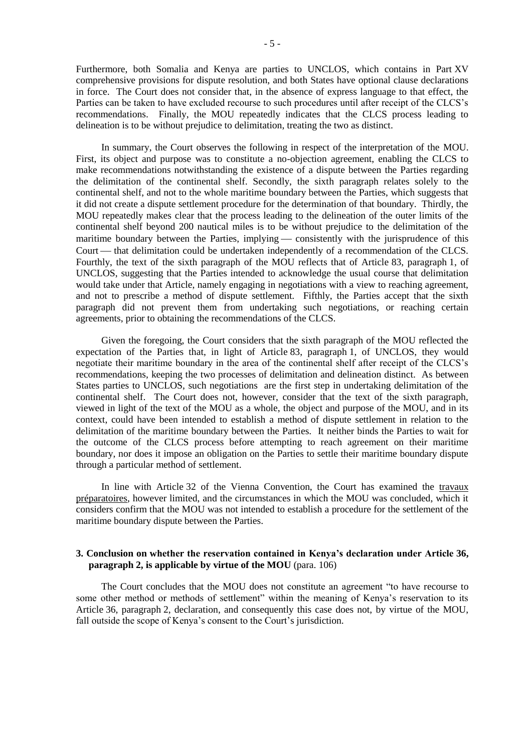Furthermore, both Somalia and Kenya are parties to UNCLOS, which contains in Part XV comprehensive provisions for dispute resolution, and both States have optional clause declarations in force. The Court does not consider that, in the absence of express language to that effect, the Parties can be taken to have excluded recourse to such procedures until after receipt of the CLCS's recommendations. Finally, the MOU repeatedly indicates that the CLCS process leading to delineation is to be without prejudice to delimitation, treating the two as distinct.

In summary, the Court observes the following in respect of the interpretation of the MOU. First, its object and purpose was to constitute a no-objection agreement, enabling the CLCS to make recommendations notwithstanding the existence of a dispute between the Parties regarding the delimitation of the continental shelf. Secondly, the sixth paragraph relates solely to the continental shelf, and not to the whole maritime boundary between the Parties, which suggests that it did not create a dispute settlement procedure for the determination of that boundary. Thirdly, the MOU repeatedly makes clear that the process leading to the delineation of the outer limits of the continental shelf beyond 200 nautical miles is to be without prejudice to the delimitation of the maritime boundary between the Parties, implying — consistently with the jurisprudence of this Court — that delimitation could be undertaken independently of a recommendation of the CLCS. Fourthly, the text of the sixth paragraph of the MOU reflects that of Article 83, paragraph 1, of UNCLOS, suggesting that the Parties intended to acknowledge the usual course that delimitation would take under that Article, namely engaging in negotiations with a view to reaching agreement, and not to prescribe a method of dispute settlement. Fifthly, the Parties accept that the sixth paragraph did not prevent them from undertaking such negotiations, or reaching certain agreements, prior to obtaining the recommendations of the CLCS.

Given the foregoing, the Court considers that the sixth paragraph of the MOU reflected the expectation of the Parties that, in light of Article 83, paragraph 1, of UNCLOS, they would negotiate their maritime boundary in the area of the continental shelf after receipt of the CLCS's recommendations, keeping the two processes of delimitation and delineation distinct. As between States parties to UNCLOS, such negotiations are the first step in undertaking delimitation of the continental shelf. The Court does not, however, consider that the text of the sixth paragraph, viewed in light of the text of the MOU as a whole, the object and purpose of the MOU, and in its context, could have been intended to establish a method of dispute settlement in relation to the delimitation of the maritime boundary between the Parties. It neither binds the Parties to wait for the outcome of the CLCS process before attempting to reach agreement on their maritime boundary, nor does it impose an obligation on the Parties to settle their maritime boundary dispute through a particular method of settlement.

In line with Article 32 of the Vienna Convention, the Court has examined the travaux préparatoires, however limited, and the circumstances in which the MOU was concluded, which it considers confirm that the MOU was not intended to establish a procedure for the settlement of the maritime boundary dispute between the Parties.

### 3. Conclusion on whether the reservation contained in Kenya's declaration under Article 36, paragraph 2, is applicable by virtue of the MOU (para. 106)

The Court concludes that the MOU does not constitute an agreement "to have recourse to some other method or methods of settlement" within the meaning of Kenya's reservation to its Article 36, paragraph 2, declaration, and consequently this case does not, by virtue of the MOU, fall outside the scope of Kenya's consent to the Court's jurisdiction.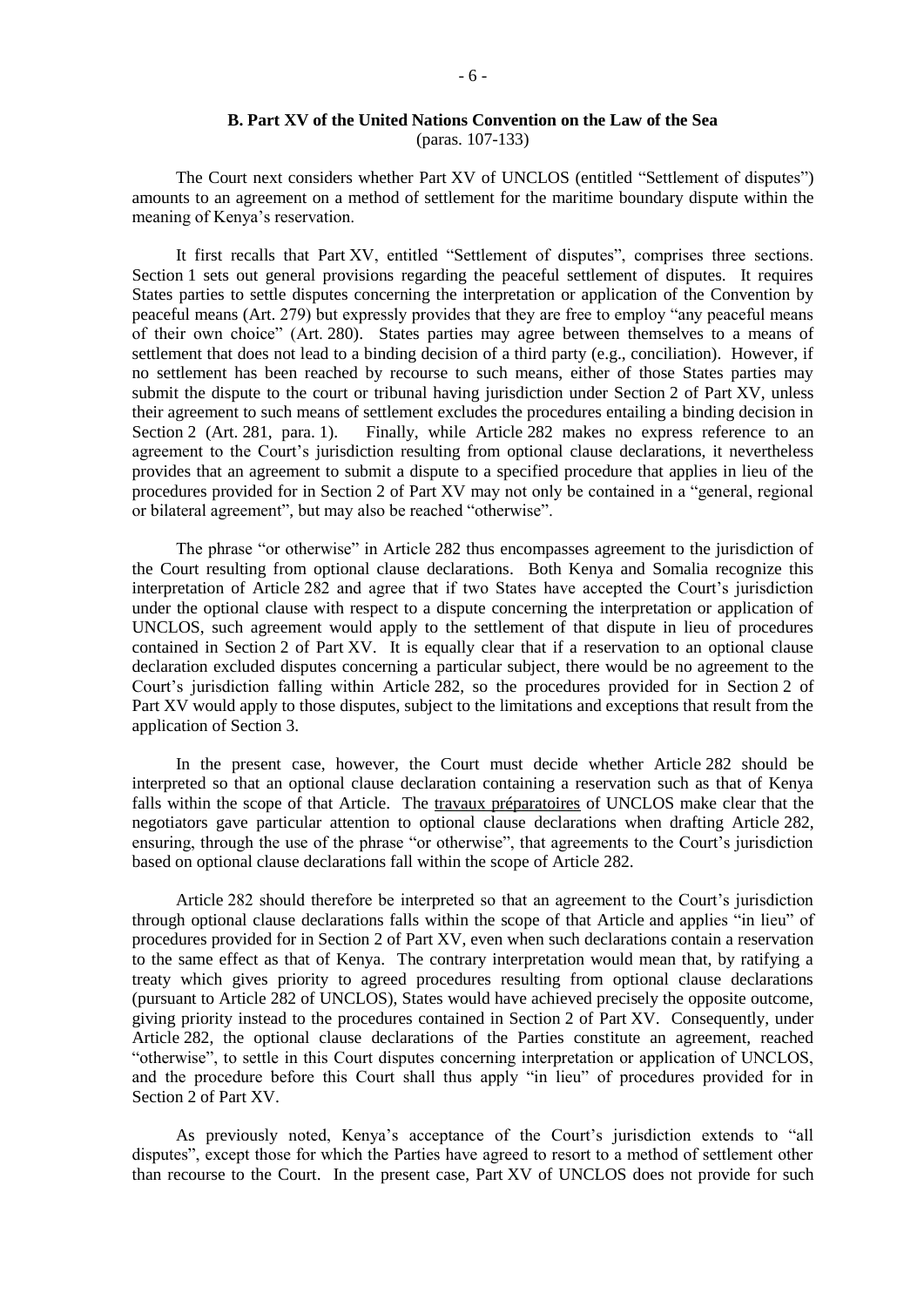### B. Part XV of the United Nations Convention on the Law of the Sea

(paras. 107-133)

The Court next considers whether Part XV of UNCLOS (entitled "Settlement of disputes") amounts to an agreement on a method of settlement for the maritime boundary dispute within the meaning of Kenya's reservation.

It first recalls that Part XV, entitled "Settlement of disputes", comprises three sections. Section 1 sets out general provisions regarding the peaceful settlement of disputes. It requires States parties to settle disputes concerning the interpretation or application of the Convention by peaceful means (Art. 279) but expressly provides that they are free to employ "any peaceful means of their own choice" (Art. 280). States parties may agree between themselves to a means of settlement that does not lead to a binding decision of a third party (e.g., conciliation). However, if no settlement has been reached by recourse to such means, either of those States parties may submit the dispute to the court or tribunal having jurisdiction under Section 2 of Part XV, unless their agreement to such means of settlement excludes the procedures entailing a binding decision in Section 2 (Art. 281, para. 1). Finally, while Article 282 makes no express reference to an agreement to the Court's jurisdiction resulting from optional clause declarations, it nevertheless provides that an agreement to submit a dispute to a specified procedure that applies in lieu of the procedures provided for in Section 2 of Part XV may not only be contained in a "general, regional or bilateral agreement", but may also be reached "otherwise".

The phrase "or otherwise" in Article 282 thus encompasses agreement to the jurisdiction of the Court resulting from optional clause declarations. Both Kenya and Somalia recognize this interpretation of Article 282 and agree that if two States have accepted the Court's jurisdiction under the optional clause with respect to a dispute concerning the interpretation or application of UNCLOS, such agreement would apply to the settlement of that dispute in lieu of procedures contained in Section 2 of Part XV. It is equally clear that if a reservation to an optional clause declaration excluded disputes concerning a particular subject, there would be no agreement to the Court's jurisdiction falling within Article 282, so the procedures provided for in Section 2 of Part XV would apply to those disputes, subject to the limitations and exceptions that result from the application of Section 3.

In the present case, however, the Court must decide whether Article 282 should be interpreted so that an optional clause declaration containing a reservation such as that of Kenya falls within the scope of that Article. The travaux préparatoires of UNCLOS make clear that the negotiators gave particular attention to optional clause declarations when drafting Article 282, ensuring, through the use of the phrase "or otherwise", that agreements to the Court's jurisdiction based on optional clause declarations fall within the scope of Article 282.

Article 282 should therefore be interpreted so that an agreement to the Court's jurisdiction through optional clause declarations falls within the scope of that Article and applies "in lieu" of procedures provided for in Section 2 of Part XV, even when such declarations contain a reservation to the same effect as that of Kenya. The contrary interpretation would mean that, by ratifying a treaty which gives priority to agreed procedures resulting from optional clause declarations (pursuant to Article 282 of UNCLOS), States would have achieved precisely the opposite outcome, giving priority instead to the procedures contained in Section 2 of Part XV. Consequently, under Article 282, the optional clause declarations of the Parties constitute an agreement, reached "otherwise", to settle in this Court disputes concerning interpretation or application of UNCLOS, and the procedure before this Court shall thus apply "in lieu" of procedures provided for in Section 2 of Part XV.

As previously noted, Kenya's acceptance of the Court's jurisdiction extends to "all disputes", except those for which the Parties have agreed to resort to a method of settlement other than recourse to the Court. In the present case, Part XV of UNCLOS does not provide for such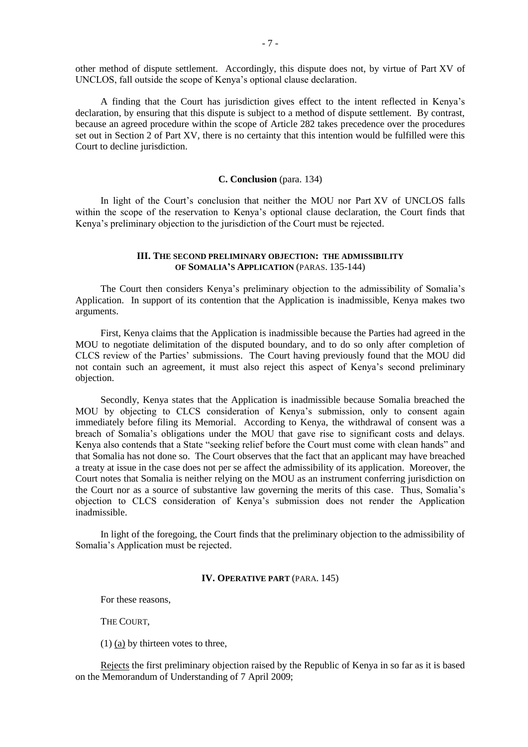other method of dispute settlement. Accordingly, this dispute does not, by virtue of Part XV of UNCLOS, fall outside the scope of Kenya's optional clause declaration.

A finding that the Court has jurisdiction gives effect to the intent reflected in Kenya's declaration, by ensuring that this dispute is subject to a method of dispute settlement. By contrast, because an agreed procedure within the scope of Article 282 takes precedence over the procedures set out in Section 2 of Part XV, there is no certainty that this intention would be fulfilled were this Court to decline jurisdiction.

### C. Conclusion (para. 134)

In light of the Court's conclusion that neither the MOU nor Part XV of UNCLOS falls within the scope of the reservation to Kenya's optional clause declaration, the Court finds that Kenya's preliminary objection to the jurisdiction of the Court must be rejected.

## III. THE SECOND PRELIMINARY OBJECTION: THE ADMISSIBILITY OF SOMALIA'S APPLICATION (PARAS. 135-144)

The Court then considers Kenya's preliminary objection to the admissibility of Somalia's Application. In support of its contention that the Application is inadmissible, Kenya makes two arguments.

First, Kenya claims that the Application is inadmissible because the Parties had agreed in the MOU to negotiate delimitation of the disputed boundary, and to do so only after completion of CLCS review of the Parties' submissions. The Court having previously found that the MOU did not contain such an agreement, it must also reject this aspect of Kenya's second preliminary objection.

Secondly, Kenya states that the Application is inadmissible because Somalia breached the MOU by objecting to CLCS consideration of Kenya's submission, only to consent again immediately before filing its Memorial. According to Kenya, the withdrawal of consent was a breach of Somalia's obligations under the MOU that gave rise to significant costs and delays. Kenya also contends that a State "seeking relief before the Court must come with clean hands" and that Somalia has not done so. The Court observes that the fact that an applicant may have breached a treaty at issue in the case does not per se affect the admissibility of its application. Moreover, the Court notes that Somalia is neither relying on the MOU as an instrument conferring jurisdiction on the Court nor as a source of substantive law governing the merits of this case. Thus, Somalia's objection to CLCS consideration of Kenya's submission does not render the Application inadmissible.

In light of the foregoing, the Court finds that the preliminary objection to the admissibility of Somalia's Application must be rejected.

## IV. OPERATIVE PART (PARA. 145)

For these reasons,

THE COURT,

(1) (a) by thirteen votes to three,

Rejects the first preliminary objection raised by the Republic of Kenya in so far as it is based on the Memorandum of Understanding of 7 April 2009;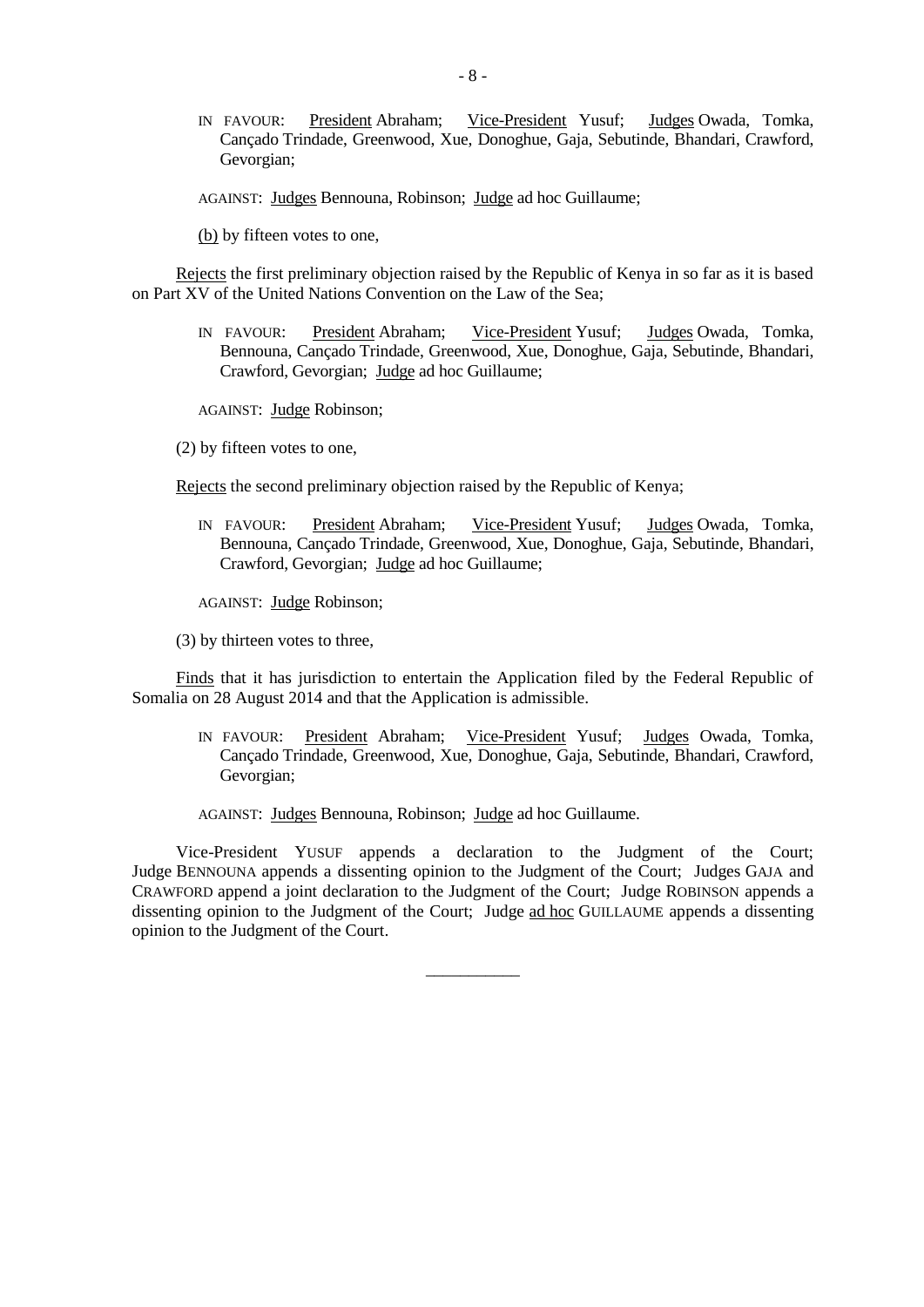IN FAVOUR: President Abraham; Vice-President Yusuf; Judges Owada, Tomka, Cançado Trindade, Greenwood, Xue, Donoghue, Gaja, Sebutinde, Bhandari, Crawford, Gevorgian;

AGAINST: Judges Bennouna, Robinson; Judge ad hoc Guillaume;

(b) by fifteen votes to one,

Rejects the first preliminary objection raised by the Republic of Kenya in so far as it is based on Part XV of the United Nations Convention on the Law of the Sea;

IN FAVOUR: President Abraham; Vice-President Yusuf; Judges Owada, Tomka, Bennouna, Cançado Trindade, Greenwood, Xue, Donoghue, Gaja, Sebutinde, Bhandari, Crawford, Gevorgian; Judge ad hoc Guillaume;

AGAINST: Judge Robinson;

(2) by fifteen votes to one,

Rejects the second preliminary objection raised by the Republic of Kenya;

IN FAVOUR: President Abraham; Vice-President Yusuf; Judges Owada, Tomka, Bennouna, Cançado Trindade, Greenwood, Xue, Donoghue, Gaja, Sebutinde, Bhandari, Crawford, Gevorgian; Judge ad hoc Guillaume;

AGAINST: Judge Robinson;

(3) by thirteen votes to three,

Finds that it has jurisdiction to entertain the Application filed by the Federal Republic of Somalia on 28 August 2014 and that the Application is admissible.

IN FAVOUR: President Abraham; Vice-President Yusuf; Judges Owada, Tomka, Cançado Trindade, Greenwood, Xue, Donoghue, Gaja, Sebutinde, Bhandari, Crawford, Gevorgian;

AGAINST: Judges Bennouna, Robinson; Judge ad hoc Guillaume.

Vice-President YUSUF appends a declaration to the Judgment of the Court; Judge BENNOUNA appends a dissenting opinion to the Judgment of the Court; Judges GAJA and CRAWFORD append a joint declaration to the Judgment of the Court; Judge ROBINSON appends a dissenting opinion to the Judgment of the Court; Judge ad hoc GUILLAUME appends a dissenting opinion to the Judgment of the Court.

___________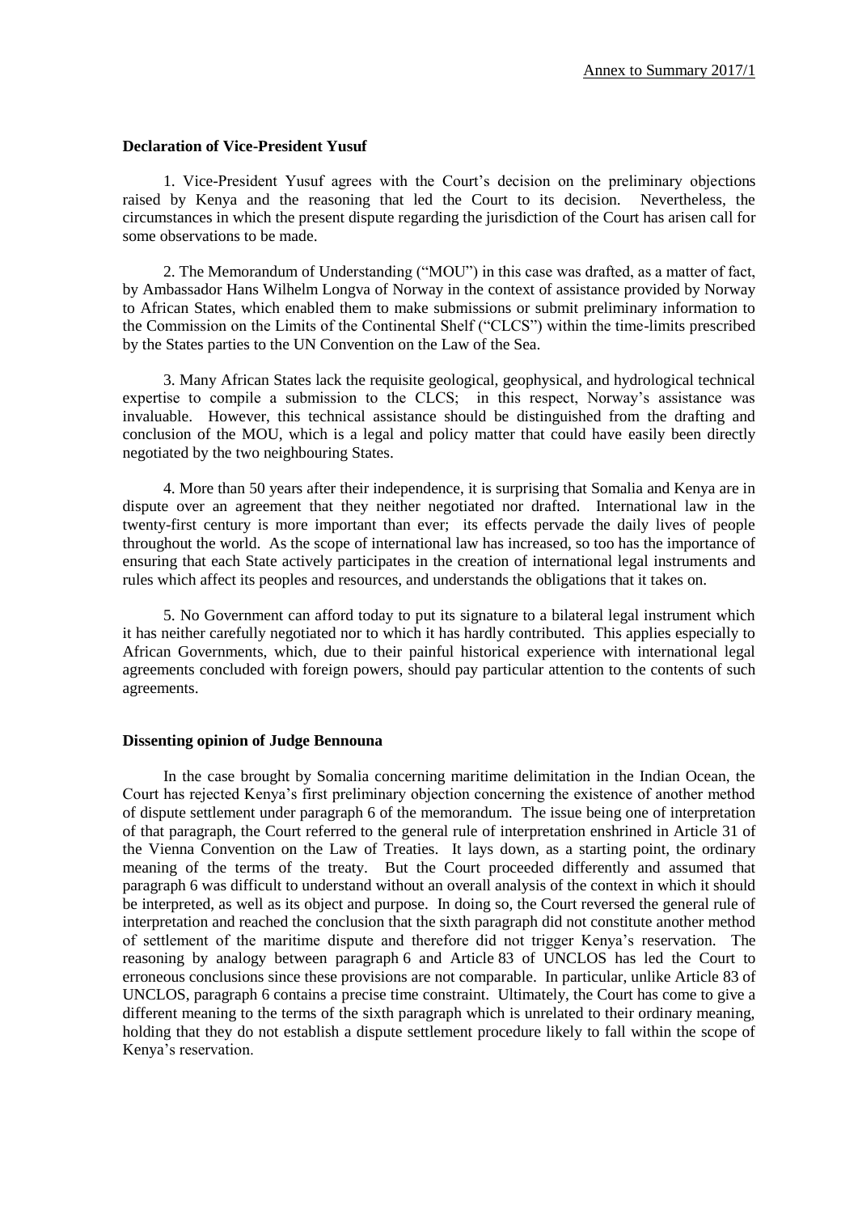### Declaration of Vice-President Yusuf

1. Vice-President Yusuf agrees with the Court's decision on the preliminary objections raised by Kenya and the reasoning that led the Court to its decision. Nevertheless, the circumstances in which the present dispute regarding the jurisdiction of the Court has arisen call for some observations to be made.

2. The Memorandum of Understanding ("MOU") in this case was drafted, as a matter of fact, by Ambassador Hans Wilhelm Longva of Norway in the context of assistance provided by Norway to African States, which enabled them to make submissions or submit preliminary information to the Commission on the Limits of the Continental Shelf ("CLCS") within the time-limits prescribed by the States parties to the UN Convention on the Law of the Sea.

3. Many African States lack the requisite geological, geophysical, and hydrological technical expertise to compile a submission to the CLCS; in this respect, Norway's assistance was invaluable. However, this technical assistance should be distinguished from the drafting and conclusion of the MOU, which is a legal and policy matter that could have easily been directly negotiated by the two neighbouring States.

4. More than 50 years after their independence, it is surprising that Somalia and Kenya are in dispute over an agreement that they neither negotiated nor drafted. International law in the twenty-first century is more important than ever; its effects pervade the daily lives of people throughout the world. As the scope of international law has increased, so too has the importance of ensuring that each State actively participates in the creation of international legal instruments and rules which affect its peoples and resources, and understands the obligations that it takes on.

5. No Government can afford today to put its signature to a bilateral legal instrument which it has neither carefully negotiated nor to which it has hardly contributed. This applies especially to African Governments, which, due to their painful historical experience with international legal agreements concluded with foreign powers, should pay particular attention to the contents of such agreements.

### Dissenting opinion of Judge Bennouna

In the case brought by Somalia concerning maritime delimitation in the Indian Ocean, the Court has rejected Kenya's first preliminary objection concerning the existence of another method of dispute settlement under paragraph 6 of the memorandum. The issue being one of interpretation of that paragraph, the Court referred to the general rule of interpretation enshrined in Article 31 of the Vienna Convention on the Law of Treaties. It lays down, as a starting point, the ordinary meaning of the terms of the treaty. But the Court proceeded differently and assumed that paragraph 6 was difficult to understand without an overall analysis of the context in which it should be interpreted, as well as its object and purpose. In doing so, the Court reversed the general rule of interpretation and reached the conclusion that the sixth paragraph did not constitute another method of settlement of the maritime dispute and therefore did not trigger Kenya's reservation. The reasoning by analogy between paragraph 6 and Article 83 of UNCLOS has led the Court to erroneous conclusions since these provisions are not comparable. In particular, unlike Article 83 of UNCLOS, paragraph 6 contains a precise time constraint. Ultimately, the Court has come to give a different meaning to the terms of the sixth paragraph which is unrelated to their ordinary meaning, holding that they do not establish a dispute settlement procedure likely to fall within the scope of Kenya's reservation.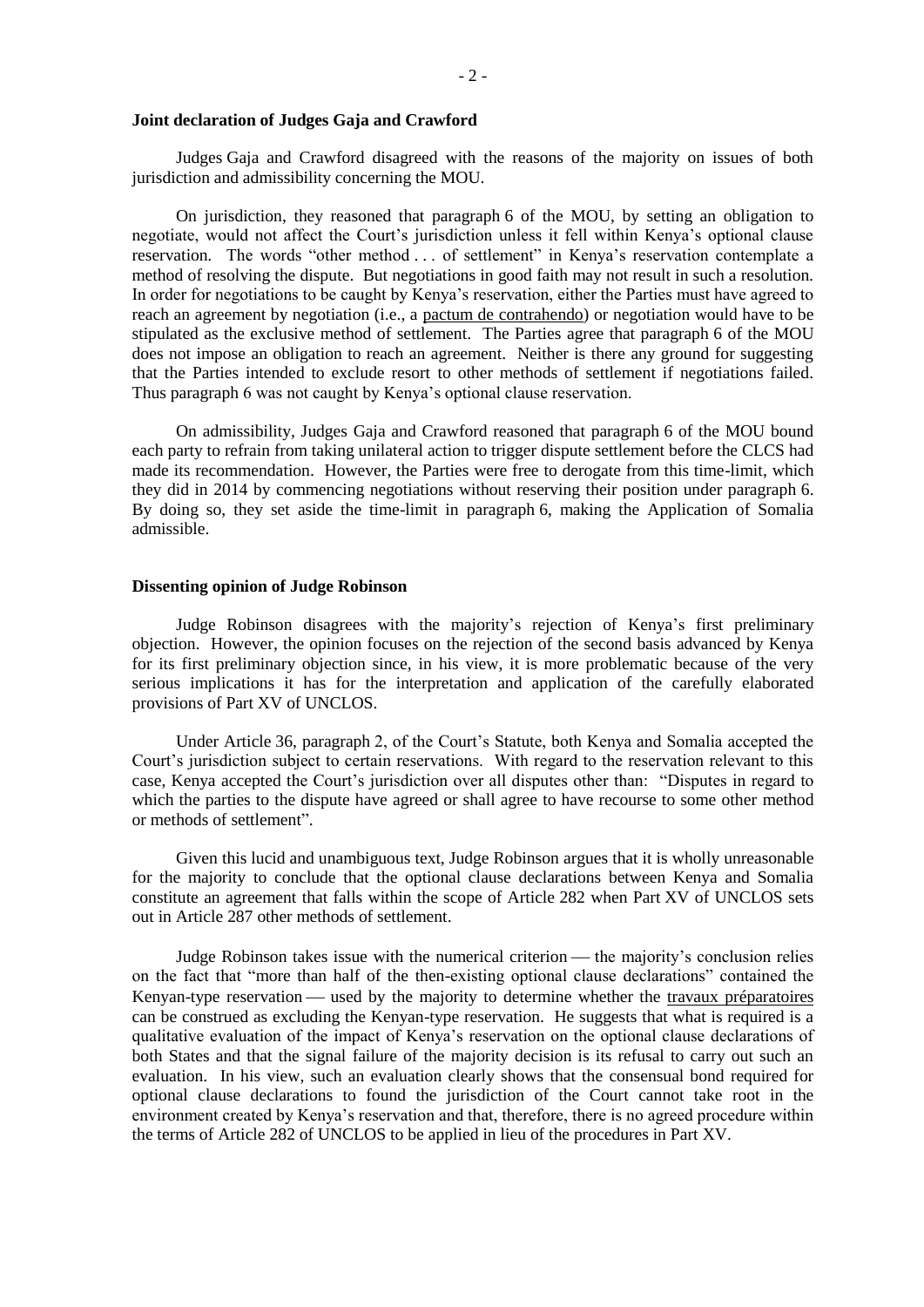**Joint declaration of Judges Gaja and Crawford**

Judges Gaja and Crawford disagreed with the reasons of the majority on issues of both jurisdiction and admissibility concerning the MOU.

On jurisdiction, they reasoned that paragraph 6 of the MOU, by setting an obligation to negotiate, would not affect the Court's jurisdiction unless it fell within Kenya's optional clause reservation. The words "other method . . . of settlement" in Kenya's reservation contemplate a method of resolving the dispute. But negotiations in good faith may not result in such a resolution. In order for negotiations to be caught by Kenya's reservation, either the Parties must have agreed to reach an agreement by negotiation (i.e., a pactum de contrahendo) or negotiation would have to be stipulated as the exclusive method of settlement. The Parties agree that paragraph 6 of the MOU does not impose an obligation to reach an agreement. Neither is there any ground for suggesting that the Parties intended to exclude resort to other methods of settlement if negotiations failed. Thus paragraph 6 was not caught by Kenya's optional clause reservation.

On admissibility, Judges Gaja and Crawford reasoned that paragraph 6 of the MOU bound each party to refrain from taking unilateral action to trigger dispute settlement before the CLCS had made its recommendation. However, the Parties were free to derogate from this time-limit, which they did in 2014 by commencing negotiations without reserving their position under paragraph 6. By doing so, they set aside the time-limit in paragraph 6, making the Application of Somalia admissible.

**Dissenting opinion of Judge Robinson**

Judge Robinson disagrees with the majority's rejection of Kenya's first preliminary objection. However, the opinion focuses on the rejection of the second basis advanced by Kenya for its first preliminary objection since, in his view, it is more problematic because of the very serious implications it has for the interpretation and application of the carefully elaborated provisions of Part XV of UNCLOS.

Under Article 36, paragraph 2, of the Court's Statute, both Kenya and Somalia accepted the Court's jurisdiction subject to certain reservations. With regard to the reservation relevant to this case, Kenya accepted the Court's jurisdiction over all disputes other than: "Disputes in regard to which the parties to the dispute have agreed or shall agree to have recourse to some other method or methods of settlement".

Given this lucid and unambiguous text, Judge Robinson argues that it is wholly unreasonable for the majority to conclude that the optional clause declarations between Kenya and Somalia constitute an agreement that falls within the scope of Article 282 when Part XV of UNCLOS sets out in Article 287 other methods of settlement.

Judge Robinson takes issue with the numerical criterion — the majority's conclusion relies on the fact that "more than half of the then-existing optional clause declarations" contained the Kenyan-type reservation — used by the majority to determine whether the travaux préparatoires can be construed as excluding the Kenyan-type reservation. He suggests that what is required is a qualitative evaluation of the impact of Kenya's reservation on the optional clause declarations of both States and that the signal failure of the majority decision is its refusal to carry out such an evaluation. In his view, such an evaluation clearly shows that the consensual bond required for optional clause declarations to found the jurisdiction of the Court cannot take root in the environment created by Kenya's reservation and that, therefore, there is no agreed procedure within the terms of Article 282 of UNCLOS to be applied in lieu of the procedures in Part XV.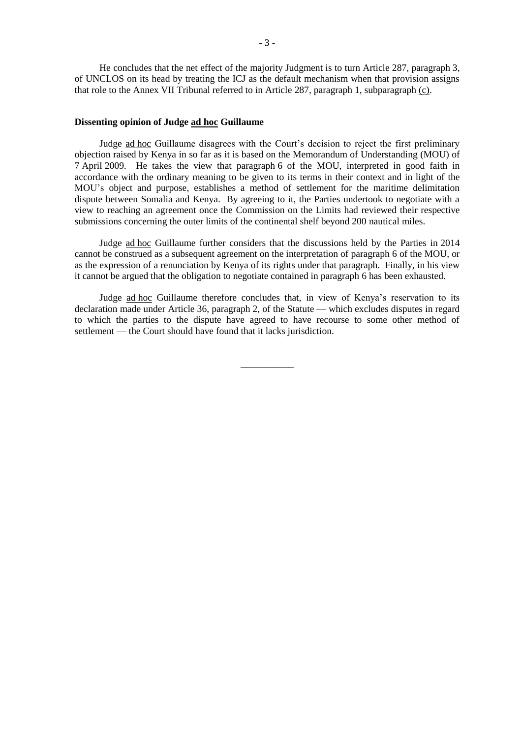He concludes that the net effect of the majority Judgment is to turn Article 287, paragraph 3, of UNCLOS on its head by treating the ICJ as the default mechanism when that provision assigns that role to the Annex VII Tribunal referred to in Article 287, paragraph 1, subparagraph (c).

**Dissenting opinion of Judge ad hoc Guillaume**

Judge ad hoc Guillaume disagrees with the Court's decision to reject the first preliminary objection raised by Kenya in so far as it is based on the Memorandum of Understanding (MOU) of 7 April 2009. He takes the view that paragraph 6 of the MOU, interpreted in good faith in accordance with the ordinary meaning to be given to its terms in their context and in light of the MOU's object and purpose, establishes a method of settlement for the maritime delimitation dispute between Somalia and Kenya. By agreeing to it, the Parties undertook to negotiate with a view to reaching an agreement once the Commission on the Limits had reviewed their respective submissions concerning the outer limits of the continental shelf beyond 200 nautical miles.

Judge ad hoc Guillaume further considers that the discussions held by the Parties in 2014 cannot be construed as a subsequent agreement on the interpretation of paragraph 6 of the MOU, or as the expression of a renunciation by Kenya of its rights under that paragraph. Finally, in his view it cannot be argued that the obligation to negotiate contained in paragraph 6 has been exhausted.

Judge ad hoc Guillaume therefore concludes that, in view of Kenya's reservation to its declaration made under Article 36, paragraph 2, of the Statute — which excludes disputes in regard to which the parties to the dispute have agreed to have recourse to some other method of settlement — the Court should have found that it lacks jurisdiction.

___________